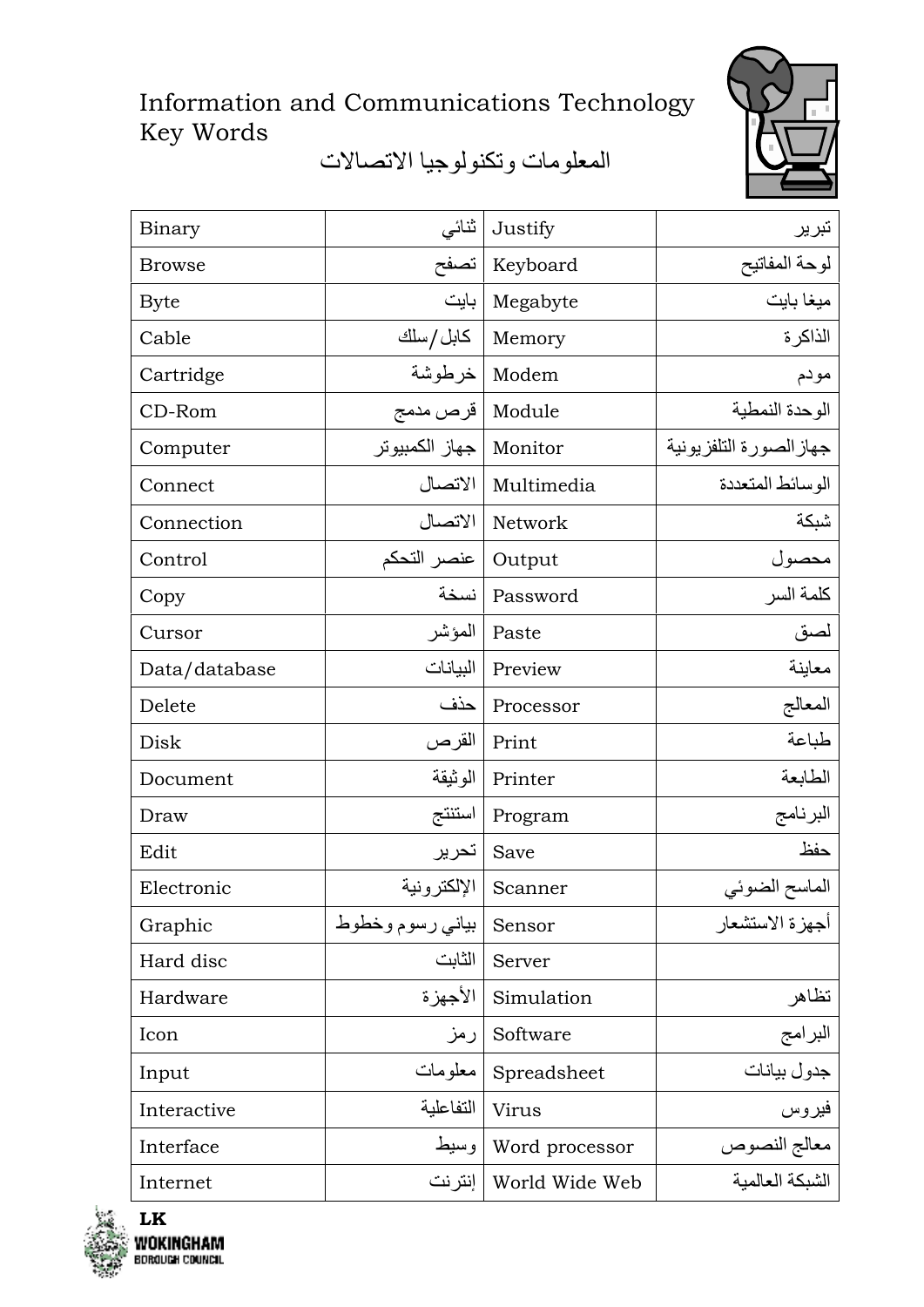# Information and Communications Technology Key Words

## المعلومات وتكنولوجيا الاتصالات

| | | | |
|---|---|---|---|
| Binary | ثنائي | Justify | تبرير |
| Browse | تصفح | Keyboard | لوحة المفاتيح |
| Byte | بايت | Megabyte | ميغا بايت |
| Cable | كابل/سلك | Memory | الذاكرة |
| Cartridge | خرطوشة | Modem | مودم |
| CD-Rom | قرص مدمج | Module | الوحدة النمطية |
| Computer | جهاز الكمبيوتر | Monitor | جهازالصورة التلفزيونية |
| Connect | الاتصال | Multimedia | الوسائط المتعددة |
| Connection | الاتصال | Network | شبكة |
| Control | عنصر التحكم | Output | محصول |
| Copy | نسخة | Password | كلمة السر |
| Cursor | المؤشر | Paste | لصق |
| Data/database | البيانات | Preview | معاينة |
| Delete | حذف | Processor | المعالج |
| Disk | القرص | Print | طباعة |
| Document | الوثيقة | Printer | الطابعة |
| Draw | استنتج | Program | البرنامج |
| Edit | تحرير | Save | حفظ |
| Electronic | الإلكترونية | Scanner | الماسح الضوئي |
| Graphic | بياني رسوم وخطوط | Sensor | أجهزة الاستشعار |
| Hard disc | الثابت | Server | |
| Hardware | الأجهزة | Simulation | تظاهر |
| Icon | رمز | Software | البرامج |
| Input | معلومات | Spreadsheet | جدول بيانات |
| Interactive | التفاعلية | Virus | فيروس |
| Interface | وسيط | Word processor | معالج النصوص |
| Internet | إنترنت | World Wide Web | الشبكة العالمية |

LK
WOKINGHAM BOROUGH COUNCIL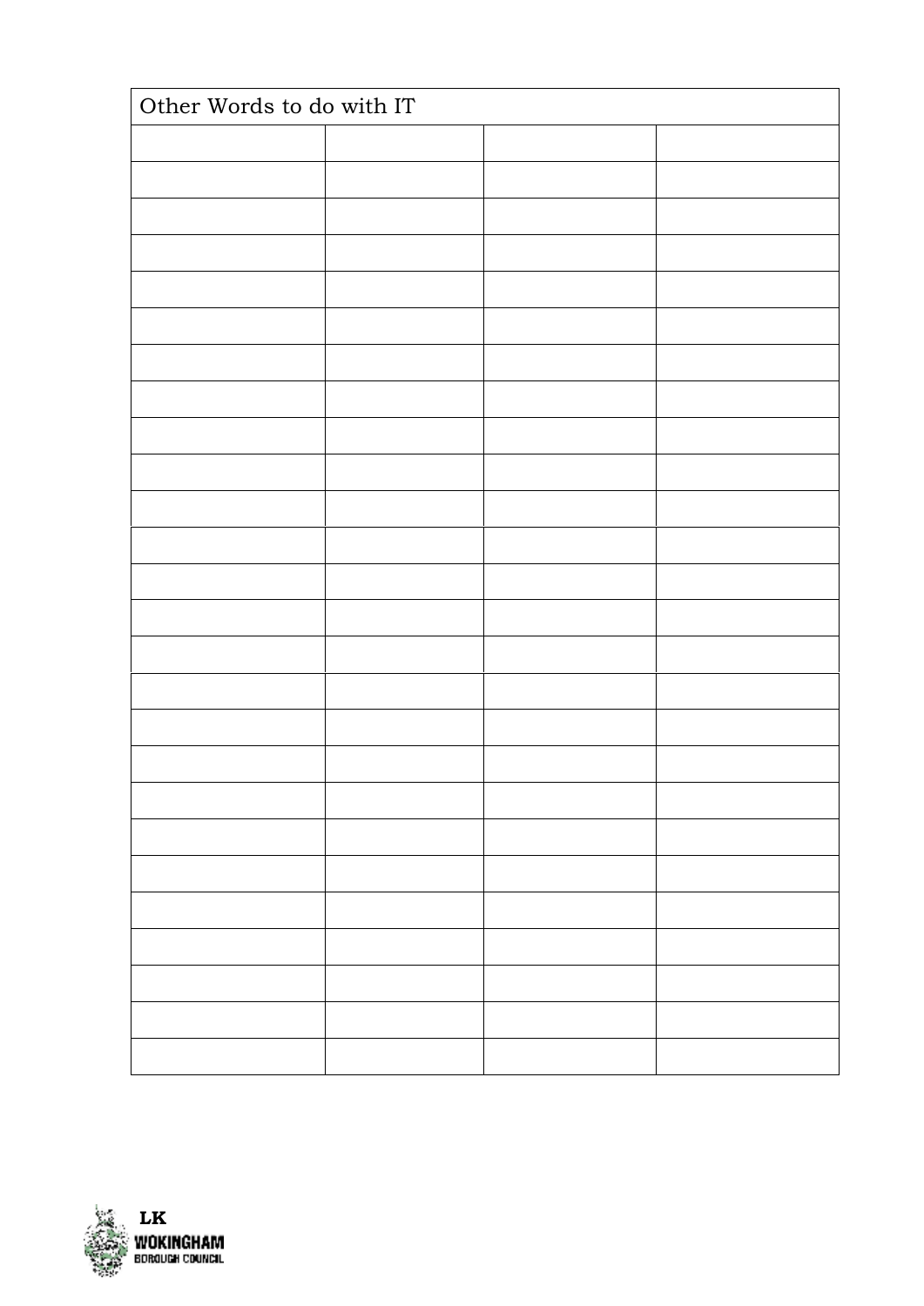| Other Words to do with IT | | | |
|---|---|---|---|
| | | | |
| | | | |
| | | | |
| | | | |
| | | | |
| | | | |
| | | | |
| | | | |
| | | | |
| | | | |
| | | | |
| | | | |
| | | | |
| | | | |
| | | | |
| | | | |
| | | | |
| | | | |
| | | | |
| | | | |
| | | | |
| | | | |
| | | | |
| | | | |
| | | | |
| | | | |